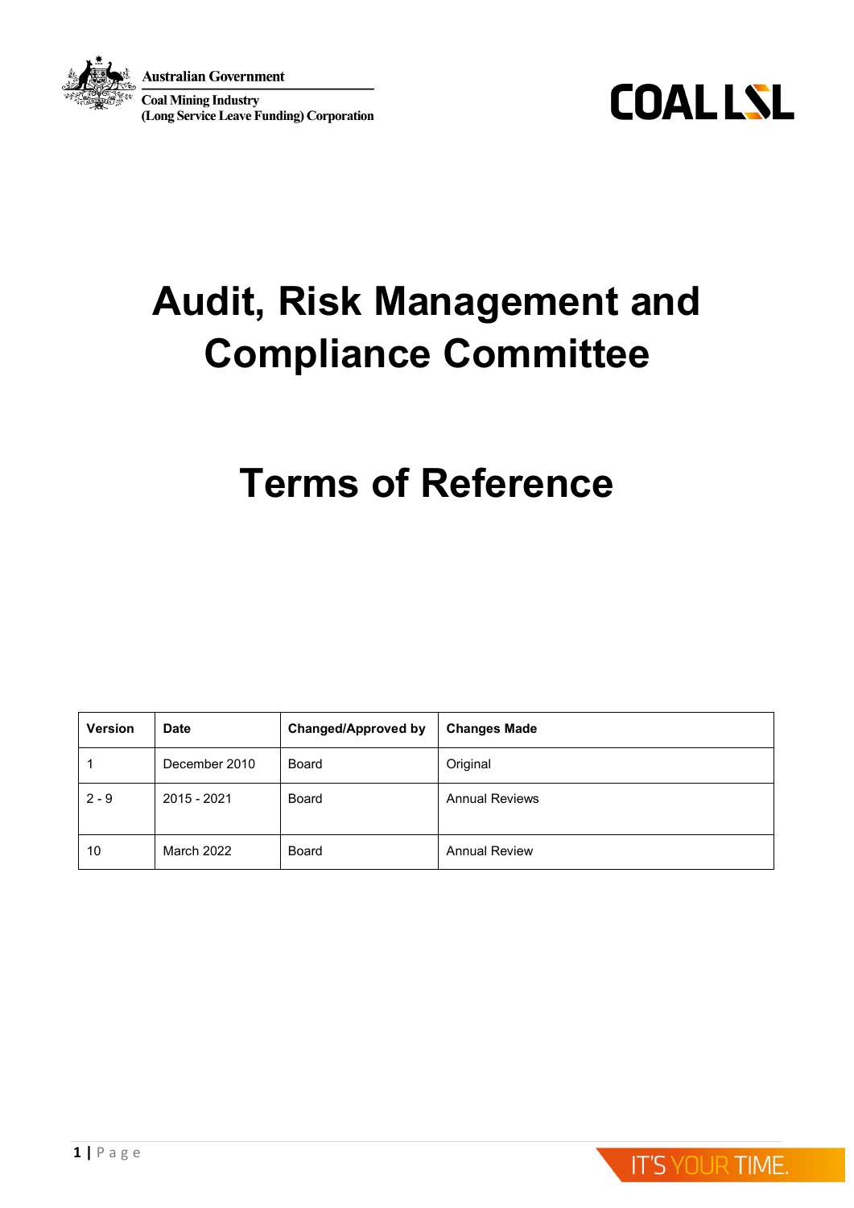Australian Government

Coal Mining Industry
(Long Service Leave Funding) Corporation

COAL LSL

# Audit, Risk Management and Compliance Committee

# Terms of Reference

| Version | Date | Changed/Approved by | Changes Made |
|---|---|---|---|
| 1 | December 2010 | Board | Original |
| 2 - 9 | 2015 - 2021 | Board | Annual Reviews |
| 10 | March 2022 | Board | Annual Review |

IT'S YOUR TIME.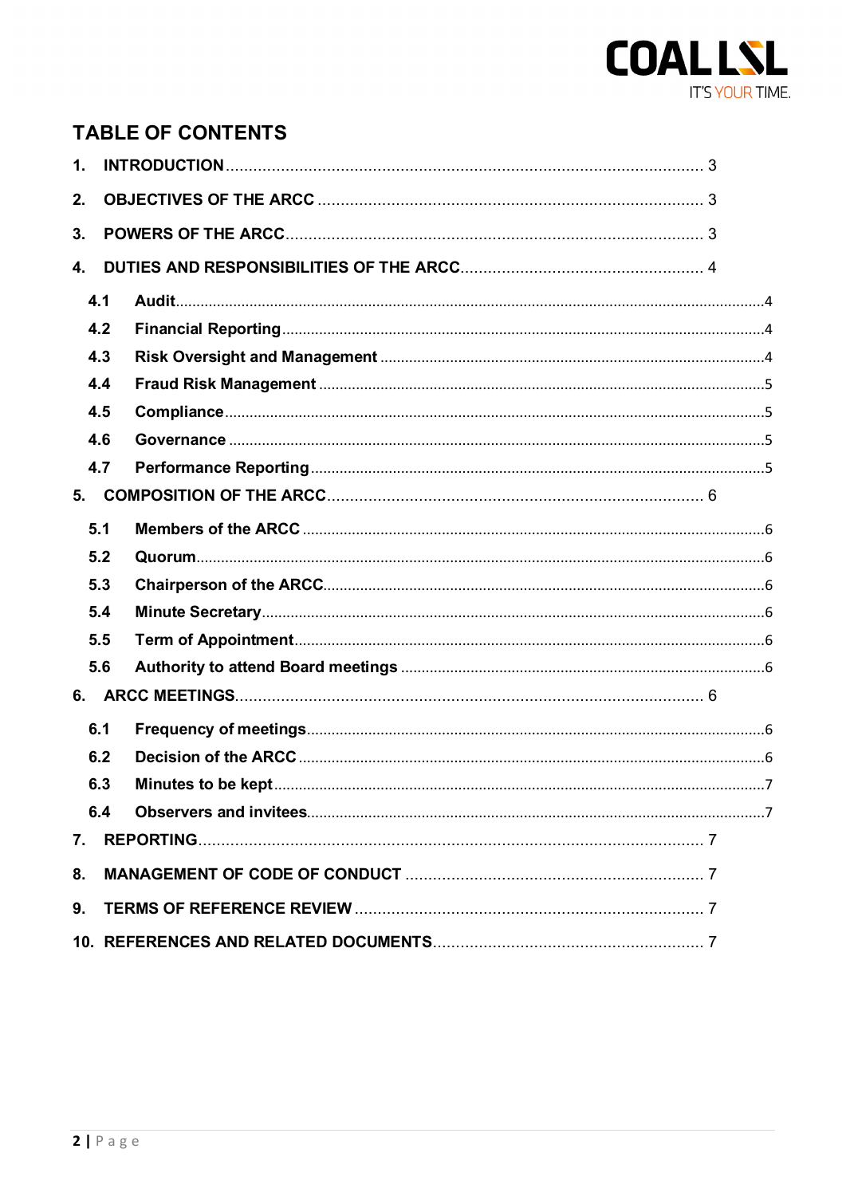## TABLE OF CONTENTS

1. **INTRODUCTION** .......... 3
2. **OBJECTIVES OF THE ARCC** .......... 3
3. **POWERS OF THE ARCC** .......... 3
4. **DUTIES AND RESPONSIBILITIES OF THE ARCC** .......... 4
   - 4.1 **Audit** .......... 4
   - 4.2 **Financial Reporting** .......... 4
   - 4.3 **Risk Oversight and Management** .......... 4
   - 4.4 **Fraud Risk Management** .......... 5
   - 4.5 **Compliance** .......... 5
   - 4.6 **Governance** .......... 5
   - 4.7 **Performance Reporting** .......... 5
5. **COMPOSITION OF THE ARCC** .......... 6
   - 5.1 **Members of the ARCC** .......... 6
   - 5.2 **Quorum** .......... 6
   - 5.3 **Chairperson of the ARCC** .......... 6
   - 5.4 **Minute Secretary** .......... 6
   - 5.5 **Term of Appointment** .......... 6
   - 5.6 **Authority to attend Board meetings** .......... 6
6. **ARCC MEETINGS** .......... 6
   - 6.1 **Frequency of meetings** .......... 6
   - 6.2 **Decision of the ARCC** .......... 6
   - 6.3 **Minutes to be kept** .......... 7
   - 6.4 **Observers and invitees** .......... 7
7. **REPORTING** .......... 7
8. **MANAGEMENT OF CODE OF CONDUCT** .......... 7
9. **TERMS OF REFERENCE REVIEW** .......... 7
10. **REFERENCES AND RELATED DOCUMENTS** .......... 7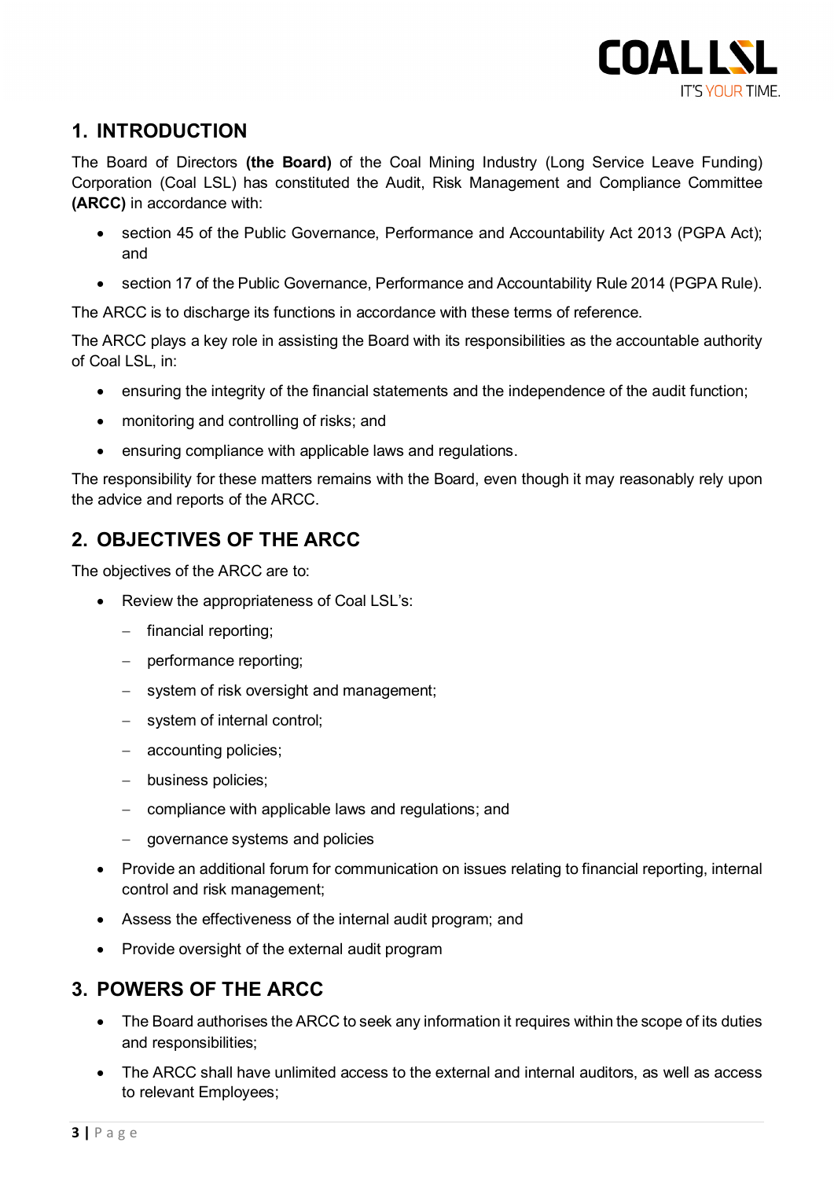## 1. INTRODUCTION

The Board of Directors **(the Board)** of the Coal Mining Industry (Long Service Leave Funding) Corporation (Coal LSL) has constituted the Audit, Risk Management and Compliance Committee **(ARCC)** in accordance with:

- section 45 of the Public Governance, Performance and Accountability Act 2013 (PGPA Act); and
- section 17 of the Public Governance, Performance and Accountability Rule 2014 (PGPA Rule).

The ARCC is to discharge its functions in accordance with these terms of reference.

The ARCC plays a key role in assisting the Board with its responsibilities as the accountable authority of Coal LSL, in:

- ensuring the integrity of the financial statements and the independence of the audit function;
- monitoring and controlling of risks; and
- ensuring compliance with applicable laws and regulations.

The responsibility for these matters remains with the Board, even though it may reasonably rely upon the advice and reports of the ARCC.

## 2. OBJECTIVES OF THE ARCC

The objectives of the ARCC are to:

- Review the appropriateness of Coal LSL's:
  - financial reporting;
  - performance reporting;
  - system of risk oversight and management;
  - system of internal control;
  - accounting policies;
  - business policies;
  - compliance with applicable laws and regulations; and
  - governance systems and policies
- Provide an additional forum for communication on issues relating to financial reporting, internal control and risk management;
- Assess the effectiveness of the internal audit program; and
- Provide oversight of the external audit program

## 3. POWERS OF THE ARCC

- The Board authorises the ARCC to seek any information it requires within the scope of its duties and responsibilities;
- The ARCC shall have unlimited access to the external and internal auditors, as well as access to relevant Employees;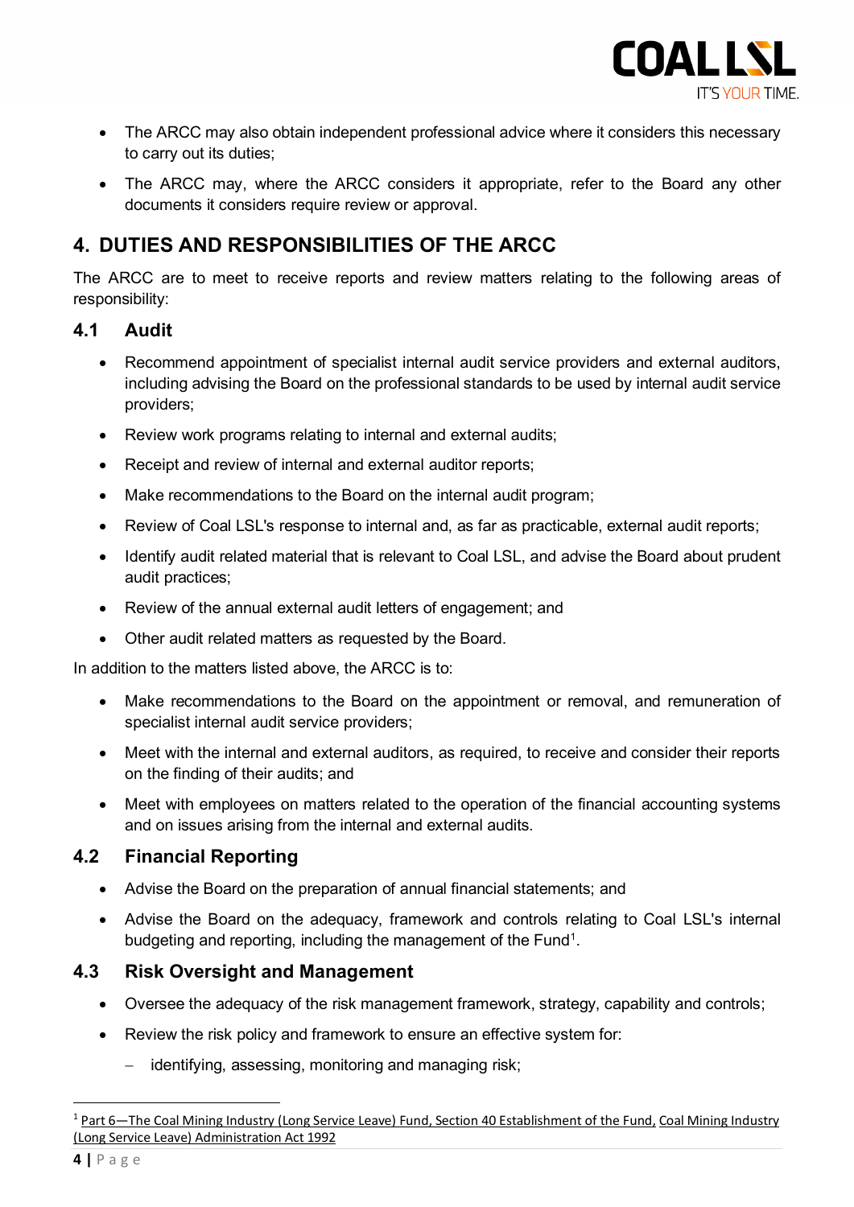- The ARCC may also obtain independent professional advice where it considers this necessary to carry out its duties;
- The ARCC may, where the ARCC considers it appropriate, refer to the Board any other documents it considers require review or approval.

## 4. DUTIES AND RESPONSIBILITIES OF THE ARCC

The ARCC are to meet to receive reports and review matters relating to the following areas of responsibility:

### 4.1 Audit

- Recommend appointment of specialist internal audit service providers and external auditors, including advising the Board on the professional standards to be used by internal audit service providers;
- Review work programs relating to internal and external audits;
- Receipt and review of internal and external auditor reports;
- Make recommendations to the Board on the internal audit program;
- Review of Coal LSL's response to internal and, as far as practicable, external audit reports;
- Identify audit related material that is relevant to Coal LSL, and advise the Board about prudent audit practices;
- Review of the annual external audit letters of engagement; and
- Other audit related matters as requested by the Board.

In addition to the matters listed above, the ARCC is to:

- Make recommendations to the Board on the appointment or removal, and remuneration of specialist internal audit service providers;
- Meet with the internal and external auditors, as required, to receive and consider their reports on the finding of their audits; and
- Meet with employees on matters related to the operation of the financial accounting systems and on issues arising from the internal and external audits.

### 4.2 Financial Reporting

- Advise the Board on the preparation of annual financial statements; and
- Advise the Board on the adequacy, framework and controls relating to Coal LSL's internal budgeting and reporting, including the management of the Fund[1].

### 4.3 Risk Oversight and Management

- Oversee the adequacy of the risk management framework, strategy, capability and controls;
- Review the risk policy and framework to ensure an effective system for:
  - identifying, assessing, monitoring and managing risk;

[1] Part 6—The Coal Mining Industry (Long Service Leave) Fund, Section 40 Establishment of the Fund, Coal Mining Industry (Long Service Leave) Administration Act 1992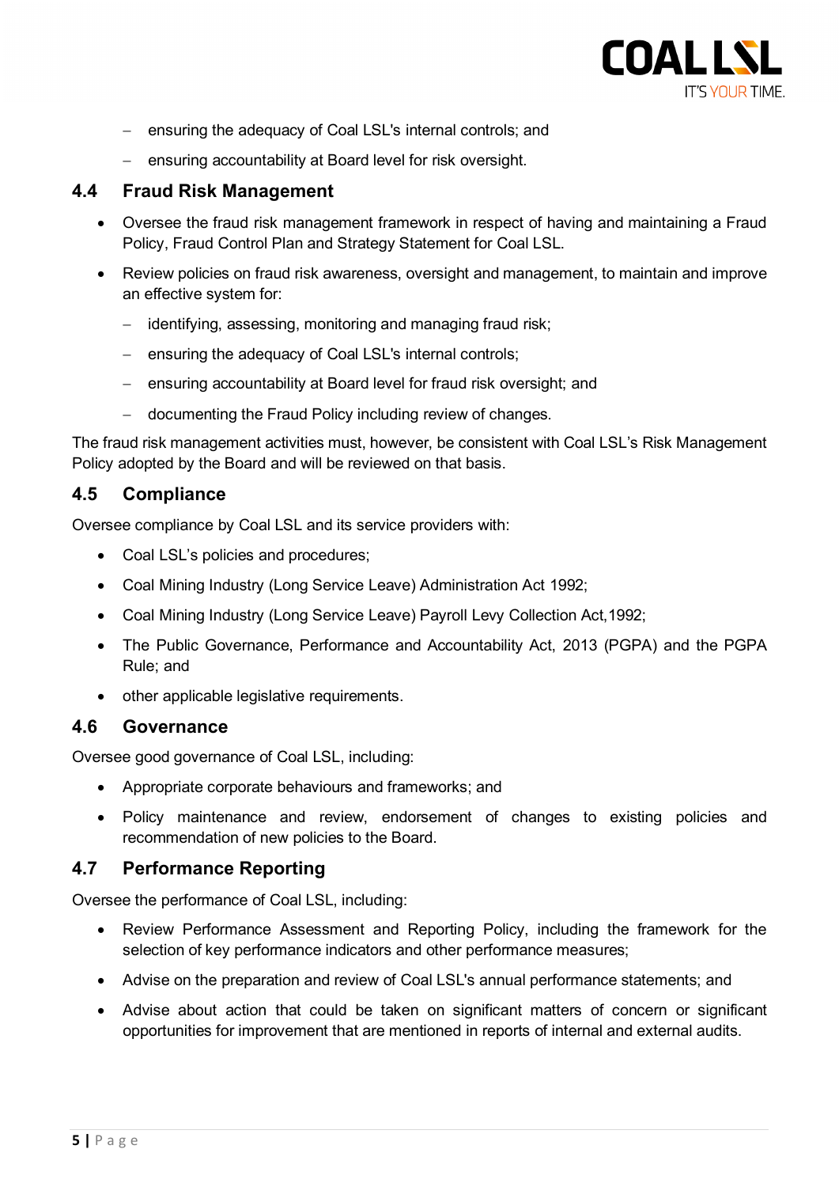- ensuring the adequacy of Coal LSL's internal controls; and
  - ensuring accountability at Board level for risk oversight.

## 4.4 Fraud Risk Management

- Oversee the fraud risk management framework in respect of having and maintaining a Fraud Policy, Fraud Control Plan and Strategy Statement for Coal LSL.
- Review policies on fraud risk awareness, oversight and management, to maintain and improve an effective system for:
  - identifying, assessing, monitoring and managing fraud risk;
  - ensuring the adequacy of Coal LSL's internal controls;
  - ensuring accountability at Board level for fraud risk oversight; and
  - documenting the Fraud Policy including review of changes.

The fraud risk management activities must, however, be consistent with Coal LSL's Risk Management Policy adopted by the Board and will be reviewed on that basis.

## 4.5 Compliance

Oversee compliance by Coal LSL and its service providers with:

- Coal LSL's policies and procedures;
- Coal Mining Industry (Long Service Leave) Administration Act 1992;
- Coal Mining Industry (Long Service Leave) Payroll Levy Collection Act,1992;
- The Public Governance, Performance and Accountability Act, 2013 (PGPA) and the PGPA Rule; and
- other applicable legislative requirements.

## 4.6 Governance

Oversee good governance of Coal LSL, including:

- Appropriate corporate behaviours and frameworks; and
- Policy maintenance and review, endorsement of changes to existing policies and recommendation of new policies to the Board.

## 4.7 Performance Reporting

Oversee the performance of Coal LSL, including:

- Review Performance Assessment and Reporting Policy, including the framework for the selection of key performance indicators and other performance measures;
- Advise on the preparation and review of Coal LSL's annual performance statements; and
- Advise about action that could be taken on significant matters of concern or significant opportunities for improvement that are mentioned in reports of internal and external audits.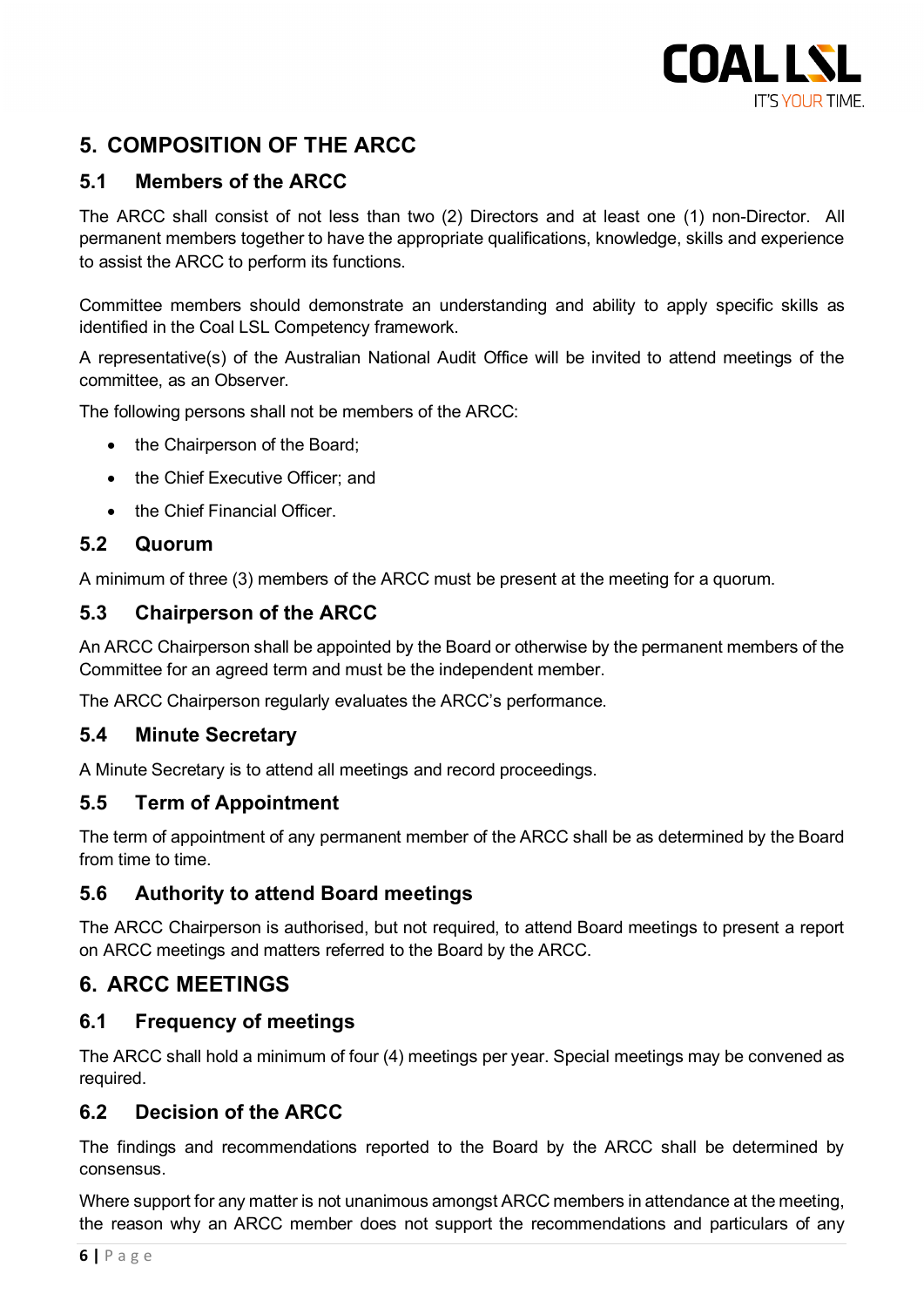## 5. COMPOSITION OF THE ARCC

### 5.1 Members of the ARCC

The ARCC shall consist of not less than two (2) Directors and at least one (1) non-Director. All permanent members together to have the appropriate qualifications, knowledge, skills and experience to assist the ARCC to perform its functions.

Committee members should demonstrate an understanding and ability to apply specific skills as identified in the Coal LSL Competency framework.

A representative(s) of the Australian National Audit Office will be invited to attend meetings of the committee, as an Observer.

The following persons shall not be members of the ARCC:

- the Chairperson of the Board;
- the Chief Executive Officer; and
- the Chief Financial Officer.

### 5.2 Quorum

A minimum of three (3) members of the ARCC must be present at the meeting for a quorum.

### 5.3 Chairperson of the ARCC

An ARCC Chairperson shall be appointed by the Board or otherwise by the permanent members of the Committee for an agreed term and must be the independent member.

The ARCC Chairperson regularly evaluates the ARCC's performance.

### 5.4 Minute Secretary

A Minute Secretary is to attend all meetings and record proceedings.

### 5.5 Term of Appointment

The term of appointment of any permanent member of the ARCC shall be as determined by the Board from time to time.

### 5.6 Authority to attend Board meetings

The ARCC Chairperson is authorised, but not required, to attend Board meetings to present a report on ARCC meetings and matters referred to the Board by the ARCC.

## 6. ARCC MEETINGS

### 6.1 Frequency of meetings

The ARCC shall hold a minimum of four (4) meetings per year. Special meetings may be convened as required.

### 6.2 Decision of the ARCC

The findings and recommendations reported to the Board by the ARCC shall be determined by consensus.

Where support for any matter is not unanimous amongst ARCC members in attendance at the meeting, the reason why an ARCC member does not support the recommendations and particulars of any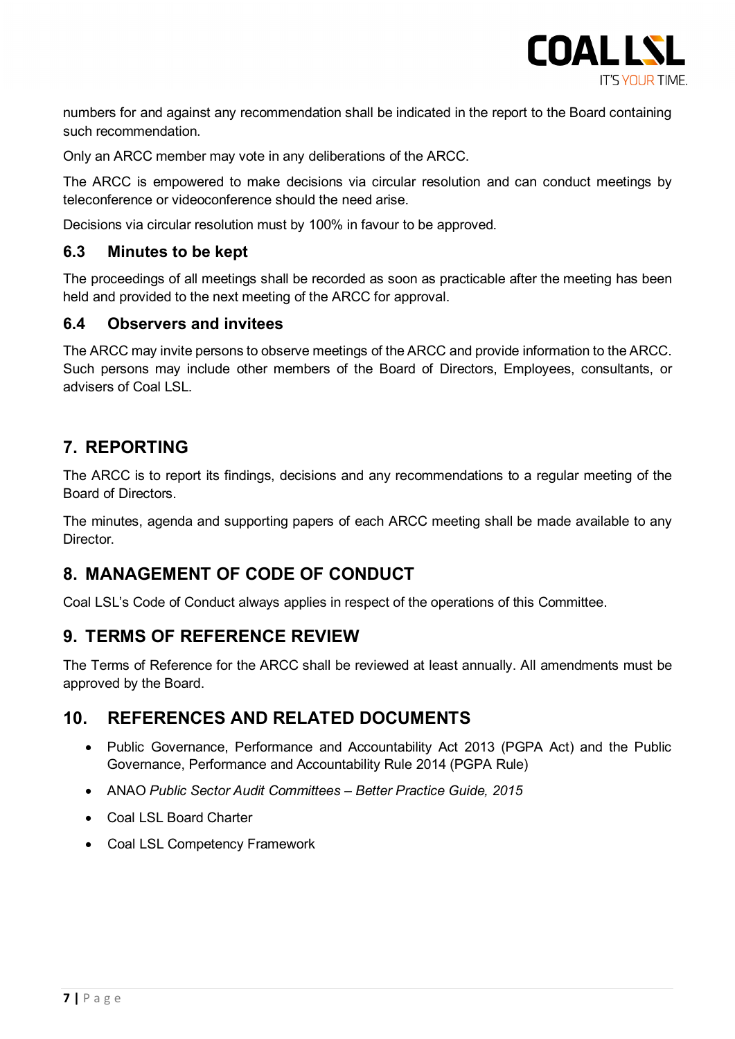numbers for and against any recommendation shall be indicated in the report to the Board containing such recommendation.

Only an ARCC member may vote in any deliberations of the ARCC.

The ARCC is empowered to make decisions via circular resolution and can conduct meetings by teleconference or videoconference should the need arise.

Decisions via circular resolution must by 100% in favour to be approved.

### 6.3 Minutes to be kept

The proceedings of all meetings shall be recorded as soon as practicable after the meeting has been held and provided to the next meeting of the ARCC for approval.

### 6.4 Observers and invitees

The ARCC may invite persons to observe meetings of the ARCC and provide information to the ARCC. Such persons may include other members of the Board of Directors, Employees, consultants, or advisers of Coal LSL.

## 7. REPORTING

The ARCC is to report its findings, decisions and any recommendations to a regular meeting of the Board of Directors.

The minutes, agenda and supporting papers of each ARCC meeting shall be made available to any Director.

## 8. MANAGEMENT OF CODE OF CONDUCT

Coal LSL's Code of Conduct always applies in respect of the operations of this Committee.

## 9. TERMS OF REFERENCE REVIEW

The Terms of Reference for the ARCC shall be reviewed at least annually. All amendments must be approved by the Board.

## 10. REFERENCES AND RELATED DOCUMENTS

- Public Governance, Performance and Accountability Act 2013 (PGPA Act) and the Public Governance, Performance and Accountability Rule 2014 (PGPA Rule)
- ANAO *Public Sector Audit Committees – Better Practice Guide, 2015*
- Coal LSL Board Charter
- Coal LSL Competency Framework